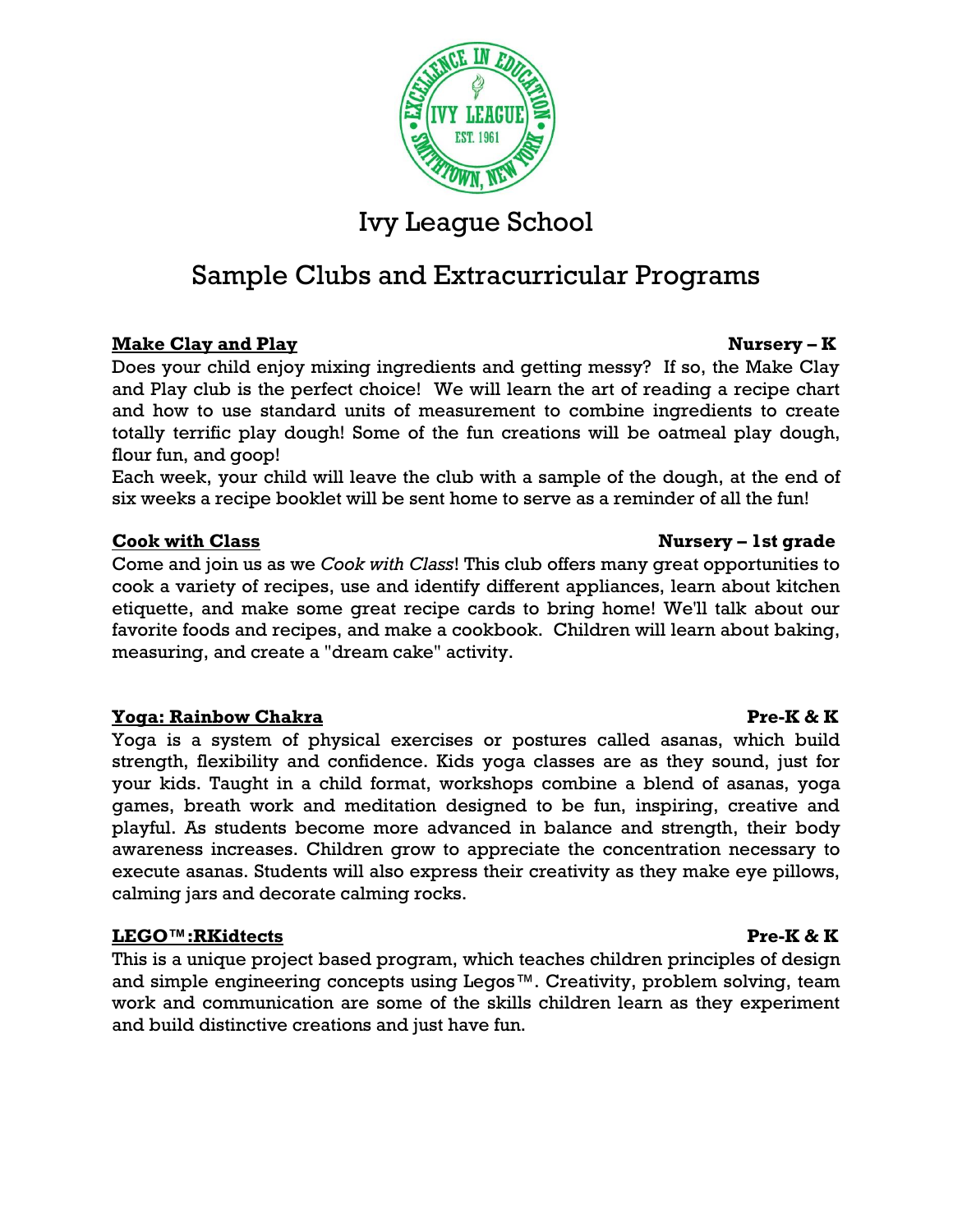# Ivy League School

## Sample Clubs and Extracurricular Programs

**Make Clay and Play** **Nursery – K**

Does your child enjoy mixing ingredients and getting messy? If so, the Make Clay and Play club is the perfect choice! We will learn the art of reading a recipe chart and how to use standard units of measurement to combine ingredients to create totally terrific play dough! Some of the fun creations will be oatmeal play dough, flour fun, and goop!

Each week, your child will leave the club with a sample of the dough, at the end of six weeks a recipe booklet will be sent home to serve as a reminder of all the fun!

**Cook with Class** **Nursery – 1st grade**

Come and join us as we *Cook with Class*! This club offers many great opportunities to cook a variety of recipes, use and identify different appliances, learn about kitchen etiquette, and make some great recipe cards to bring home! We'll talk about our favorite foods and recipes, and make a cookbook. Children will learn about baking, measuring, and create a "dream cake" activity.

**Yoga: Rainbow Chakra** **Pre-K & K**

Yoga is a system of physical exercises or postures called asanas, which build strength, flexibility and confidence. Kids yoga classes are as they sound, just for your kids. Taught in a child format, workshops combine a blend of asanas, yoga games, breath work and meditation designed to be fun, inspiring, creative and playful. As students become more advanced in balance and strength, their body awareness increases. Children grow to appreciate the concentration necessary to execute asanas. Students will also express their creativity as they make eye pillows, calming jars and decorate calming rocks.

**LEGO™:RKidtects** **Pre-K & K**

This is a unique project based program, which teaches children principles of design and simple engineering concepts using Legos™. Creativity, problem solving, team work and communication are some of the skills children learn as they experiment and build distinctive creations and just have fun.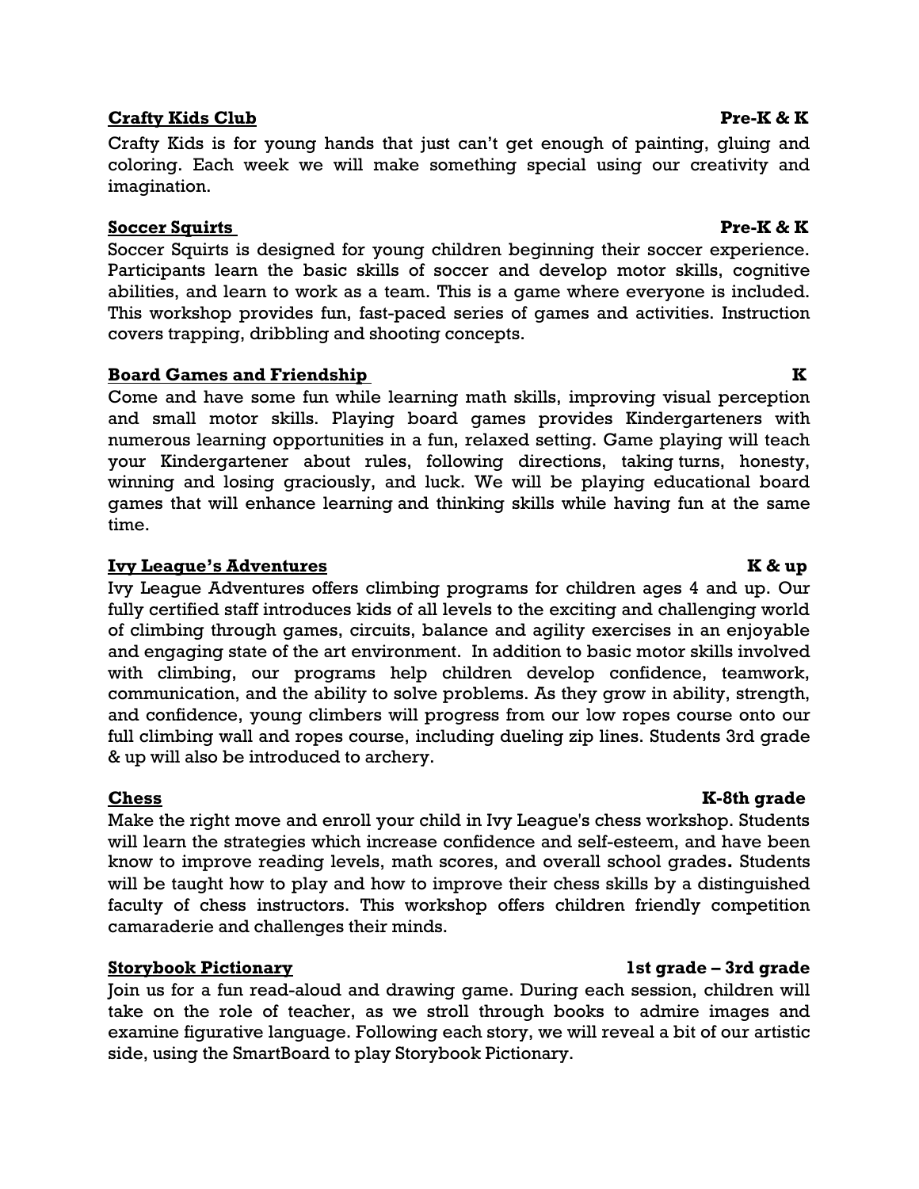**Crafty Kids Club** **Pre-K & K**

Crafty Kids is for young hands that just can't get enough of painting, gluing and coloring. Each week we will make something special using our creativity and imagination.

**Soccer Squirts** **Pre-K & K**

Soccer Squirts is designed for young children beginning their soccer experience. Participants learn the basic skills of soccer and develop motor skills, cognitive abilities, and learn to work as a team. This is a game where everyone is included. This workshop provides fun, fast-paced series of games and activities. Instruction covers trapping, dribbling and shooting concepts.

**Board Games and Friendship** **K**

Come and have some fun while learning math skills, improving visual perception and small motor skills. Playing board games provides Kindergarteners with numerous learning opportunities in a fun, relaxed setting. Game playing will teach your Kindergartener about rules, following directions, taking turns, honesty, winning and losing graciously, and luck. We will be playing educational board games that will enhance learning and thinking skills while having fun at the same time.

**Ivy League's Adventures** **K & up**

Ivy League Adventures offers climbing programs for children ages 4 and up. Our fully certified staff introduces kids of all levels to the exciting and challenging world of climbing through games, circuits, balance and agility exercises in an enjoyable and engaging state of the art environment. In addition to basic motor skills involved with climbing, our programs help children develop confidence, teamwork, communication, and the ability to solve problems. As they grow in ability, strength, and confidence, young climbers will progress from our low ropes course onto our full climbing wall and ropes course, including dueling zip lines. Students 3rd grade & up will also be introduced to archery.

**Chess** **K-8th grade**

Make the right move and enroll your child in Ivy League's chess workshop. Students will learn the strategies which increase confidence and self-esteem, and have been know to improve reading levels, math scores, and overall school grades. Students will be taught how to play and how to improve their chess skills by a distinguished faculty of chess instructors. This workshop offers children friendly competition camaraderie and challenges their minds.

**Storybook Pictionary** **1st grade – 3rd grade**

Join us for a fun read-aloud and drawing game. During each session, children will take on the role of teacher, as we stroll through books to admire images and examine figurative language. Following each story, we will reveal a bit of our artistic side, using the SmartBoard to play Storybook Pictionary.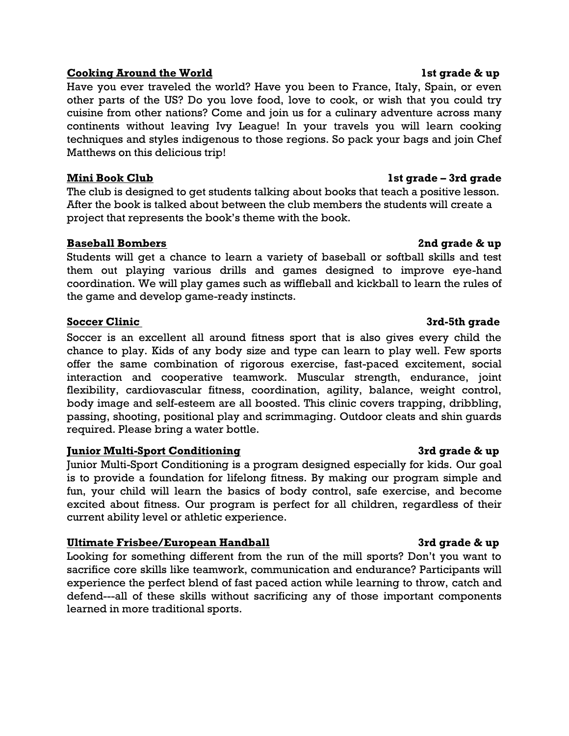**<u>Cooking Around the World</u>** **1st grade & up**

Have you ever traveled the world? Have you been to France, Italy, Spain, or even other parts of the US? Do you love food, love to cook, or wish that you could try cuisine from other nations? Come and join us for a culinary adventure across many continents without leaving Ivy League! In your travels you will learn cooking techniques and styles indigenous to those regions. So pack your bags and join Chef Matthews on this delicious trip!

**<u>Mini Book Club</u>** **1st grade – 3rd grade**

The club is designed to get students talking about books that teach a positive lesson. After the book is talked about between the club members the students will create a project that represents the book's theme with the book.

**<u>Baseball Bombers</u>** **2nd grade & up**

Students will get a chance to learn a variety of baseball or softball skills and test them out playing various drills and games designed to improve eye-hand coordination. We will play games such as wiffleball and kickball to learn the rules of the game and develop game-ready instincts.

**<u>Soccer Clinic</u>** **3rd-5th grade**

Soccer is an excellent all around fitness sport that is also gives every child the chance to play. Kids of any body size and type can learn to play well. Few sports offer the same combination of rigorous exercise, fast-paced excitement, social interaction and cooperative teamwork. Muscular strength, endurance, joint flexibility, cardiovascular fitness, coordination, agility, balance, weight control, body image and self-esteem are all boosted. This clinic covers trapping, dribbling, passing, shooting, positional play and scrimmaging. Outdoor cleats and shin guards required. Please bring a water bottle.

**<u>Junior Multi-Sport Conditioning</u>** **3rd grade & up**

Junior Multi-Sport Conditioning is a program designed especially for kids. Our goal is to provide a foundation for lifelong fitness. By making our program simple and fun, your child will learn the basics of body control, safe exercise, and become excited about fitness. Our program is perfect for all children, regardless of their current ability level or athletic experience.

**<u>Ultimate Frisbee/European Handball</u>** **3rd grade & up**

Looking for something different from the run of the mill sports? Don't you want to sacrifice core skills like teamwork, communication and endurance? Participants will experience the perfect blend of fast paced action while learning to throw, catch and defend---all of these skills without sacrificing any of those important components learned in more traditional sports.